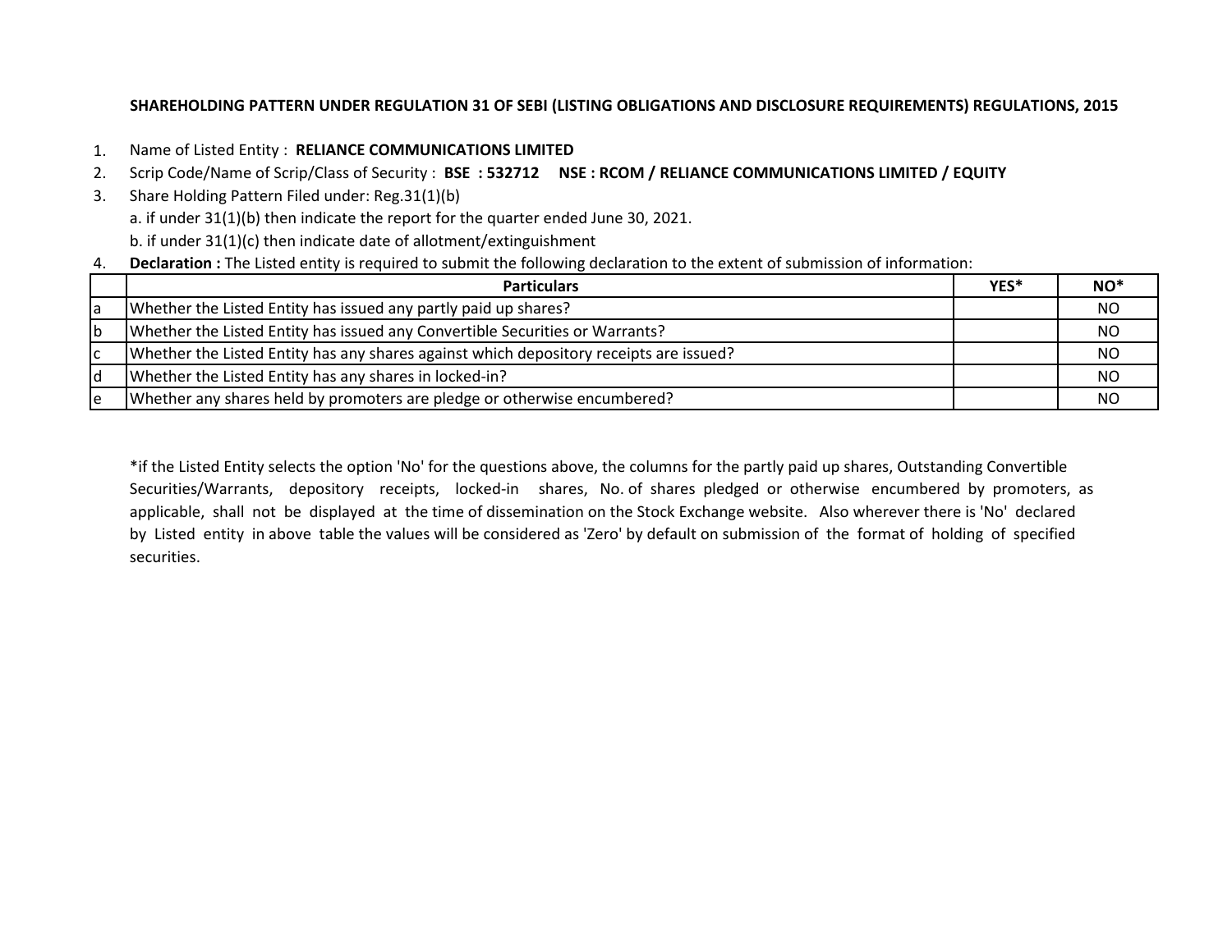# SHAREHOLDING PATTERN UNDER REGULATION 31 OF SEBI (LISTING OBLIGATIONS AND DISCLOSURE REQUIREMENTS) REGULATIONS, 2015

1. Name of Listed Entity : **RELIANCE COMMUNICATIONS LIMITED**
2. Scrip Code/Name of Scrip/Class of Security : **BSE : 532712 NSE : RCOM / RELIANCE COMMUNICATIONS LIMITED / EQUITY**
3. Share Holding Pattern Filed under: Reg.31(1)(b)
   a. if under 31(1)(b) then indicate the report for the quarter ended June 30, 2021.
   b. if under 31(1)(c) then indicate date of allotment/extinguishment
4. **Declaration :** The Listed entity is required to submit the following declaration to the extent of submission of information:

| | Particulars | YES* | NO* |
|---|---|---|---|
| a | Whether the Listed Entity has issued any partly paid up shares? | | NO |
| b | Whether the Listed Entity has issued any Convertible Securities or Warrants? | | NO |
| c | Whether the Listed Entity has any shares against which depository receipts are issued? | | NO |
| d | Whether the Listed Entity has any shares in locked-in? | | NO |
| e | Whether any shares held by promoters are pledge or otherwise encumbered? | | NO |

*if the Listed Entity selects the option 'No' for the questions above, the columns for the partly paid up shares, Outstanding Convertible Securities/Warrants, depository receipts, locked-in shares, No. of shares pledged or otherwise encumbered by promoters, as applicable, shall not be displayed at the time of dissemination on the Stock Exchange website. Also wherever there is 'No' declared by Listed entity in above table the values will be considered as 'Zero' by default on submission of the format of holding of specified securities.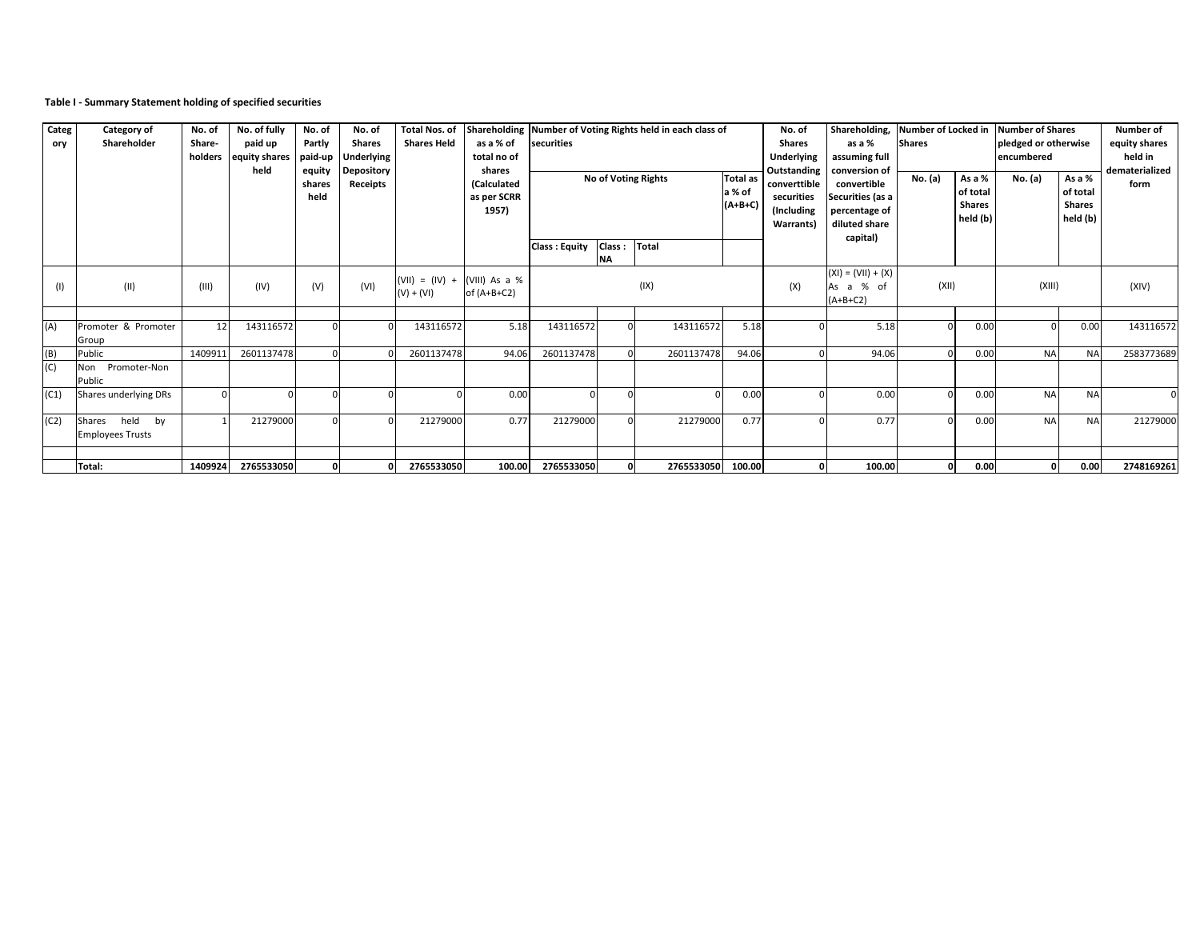**Table I - Summary Statement holding of specified securities**

| Category | Category of Shareholder | No. of Share-holders | No. of fully paid up equity shares held | No. of Partly paid-up equity shares held | No. of Shares Underlying Depository Receipts | Total Nos. of Shares Held | Shareholding as a % of total no of shares (Calculated as per SCRR 1957) | Number of Voting Rights held in each class of securities | | | | No. of Shares Underlying Outstanding converttible securities (Including Warrants) | Shareholding, as a % assuming full conversion of convertible Securities (as a percentage of diluted share capital) | Number of Locked in Shares | | Number of Shares pledged or otherwise encumbered | | Number of equity shares held in dematerialized form |
|---|---|---|---|---|---|---|---|---|---|---|---|---|---|---|---|---|---|---|
| | | | | | | | | No of Voting Rights | | | Total as a % of (A+B+C) | | | No. (a) | As a % of total Shares held (b) | No. (a) | As a % of total Shares held (b) | |
| | | | | | | | | Class : Equity | Class : NA | Total | | | | | | | | |
| (I) | (II) | (III) | (IV) | (V) | (VI) | (VII) = (IV) + (V) + (VI) | (VIII) As a % of (A+B+C2) | (IX) | | | | (X) | (XI) = (VII) + (X) As a % of (A+B+C2) | (XII) | | (XIII) | | (XIV) |
| (A) | Promoter & Promoter Group | 12 | 143116572 | 0 | 0 | 143116572 | 5.18 | 143116572 | 0 | 143116572 | 5.18 | 0 | 5.18 | 0 | 0.00 | 0 | 0.00 | 143116572 |
| (B) | Public | 1409911 | 2601137478 | 0 | 0 | 2601137478 | 94.06 | 2601137478 | 0 | 2601137478 | 94.06 | 0 | 94.06 | 0 | 0.00 | NA | NA | 2583773689 |
| (C) | Non Promoter-Non Public | | | | | | | | | | | | | | | | | |
| (C1) | Shares underlying DRs | 0 | 0 | 0 | 0 | 0 | 0.00 | 0 | 0 | 0 | 0.00 | 0 | 0.00 | 0 | 0.00 | NA | NA | 0 |
| (C2) | Shares held by Employees Trusts | 1 | 21279000 | 0 | 0 | 21279000 | 0.77 | 21279000 | 0 | 21279000 | 0.77 | 0 | 0.77 | 0 | 0.00 | NA | NA | 21279000 |
| | **Total:** | **1409924** | **2765533050** | **0** | **0** | **2765533050** | **100.00** | **2765533050** | **0** | **2765533050** | **100.00** | **0** | **100.00** | **0** | **0.00** | **0** | **0.00** | **2748169261** |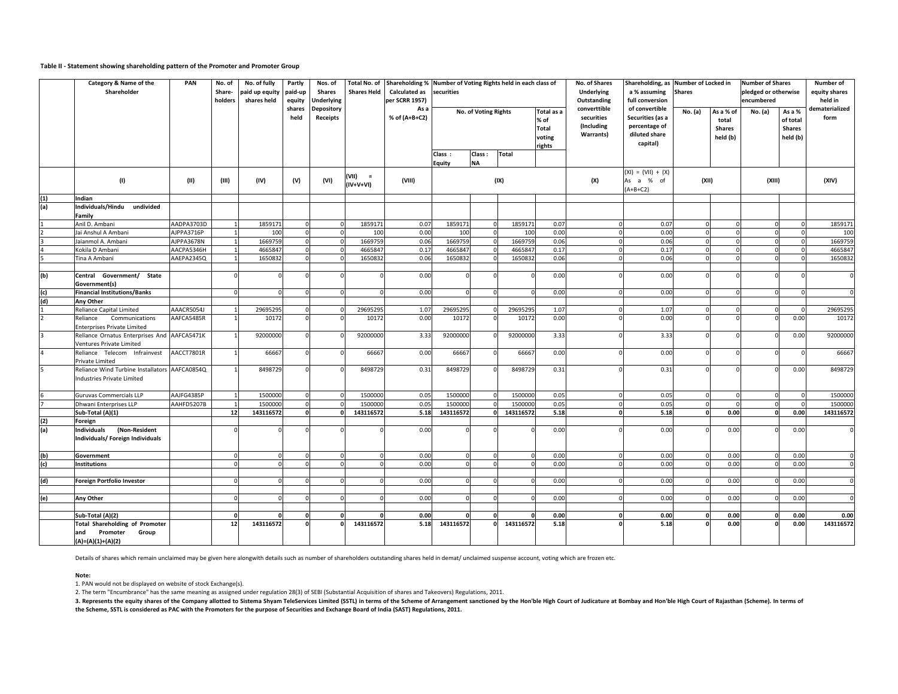**Table II - Statement showing shareholding pattern of the Promoter and Promoter Group**

| | Category & Name of the Shareholder | PAN | No. of Share-holders | No. of fully paid up equity shares held | Partly paid-up equity shares held | Nos. of Shares Underlying Depository Receipts | Total No. of Shares Held | Shareholding % Calculated as per SCRR 1957) As a % of (A+B+C2) | Number of Voting Rights held in each class of securities | | | | No. of Shares Underlying Outstanding converttible securities (Including Warrants) | Shareholding, as a % assuming full conversion of convertible Securities (as a percentage of diluted share capital) | Number of Locked in Shares | | Number of Shares pledged or otherwise encumbered | | Number of equity shares held in dematerialized form |
|---|---|---|---|---|---|---|---|---|---|---|---|---|---|---|---|---|---|---|---|
| | | | | | | | | | No. of Voting Rights | | | Total as a % of Total voting rights | | | No. (a) | As a % of total Shares held (b) | No. (a) | As a % of total Shares held (b) | |
| | | | | | | | | | Class : Equity | Class : NA | Total | | | | | | | | |
| | (I) | (II) | (III) | (IV) | (V) | (VI) | (VII) = (IV+V+VI) | (VIII) | (IX) | | | | (X) | (XI) = (VII) + (X) As a % of (A+B+C2) | (XII) | | (XIII) | | (XIV) |
| (1) | Indian | | | | | | | | | | | | | | | | | | |
| (a) | Individuals/Hindu undivided Family | | | | | | | | | | | | | | | | | | |
| 1 | Anil D. Ambani | AADPA3703D | 1 | 1859171 | 0 | 0 | 1859171 | 0.07 | 1859171 | 0 | 1859171 | 0.07 | 0 | 0.07 | 0 | 0 | 0 | 0 | 1859171 |
| 2 | Jai Anshul A Ambani | AJPPA3716P | 1 | 100 | 0 | 0 | 100 | 0.00 | 100 | 0 | 100 | 0.00 | 0 | 0.00 | 0 | 0 | 0 | 0 | 100 |
| 3 | Jaianmol A. Ambani | AJPPA3678N | 1 | 1669759 | 0 | 0 | 1669759 | 0.06 | 1669759 | 0 | 1669759 | 0.06 | 0 | 0.06 | 0 | 0 | 0 | 0 | 1669759 |
| 4 | Kokila D Ambani | AACPA5346H | 1 | 4665847 | 0 | 0 | 4665847 | 0.17 | 4665847 | 0 | 4665847 | 0.17 | 0 | 0.17 | 0 | 0 | 0 | 0 | 4665847 |
| 5 | Tina A Ambani | AAEPA2345Q | 1 | 1650832 | 0 | 0 | 1650832 | 0.06 | 1650832 | 0 | 1650832 | 0.06 | 0 | 0.06 | 0 | 0 | 0 | 0 | 1650832 |
| (b) | Central Government/ State Government(s) | | 0 | 0 | 0 | 0 | 0 | 0.00 | 0 | 0 | 0 | 0.00 | 0 | 0.00 | 0 | 0 | 0 | 0 | 0 |
| (c) | Financial Institutions/Banks | | 0 | 0 | 0 | 0 | 0 | 0.00 | 0 | 0 | 0 | 0.00 | 0 | 0.00 | 0 | 0 | 0 | 0 | 0 |
| (d) | Any Other | | | | | | | | | | | | | | | | | | |
| 1 | Reliance Capital Limited | AAACR5054J | 1 | 29695295 | 0 | 0 | 29695295 | 1.07 | 29695295 | 0 | 29695295 | 1.07 | 0 | 1.07 | 0 | 0 | 0 | 0 | 29695295 |
| 2 | Reliance Communications Enterprises Private Limited | AAFCA5485R | 1 | 10172 | 0 | 0 | 10172 | 0.00 | 10172 | 0 | 10172 | 0.00 | 0 | 0.00 | 0 | 0 | 0 | 0.00 | 10172 |
| 3 | Reliance Ornatus Enterprises And Ventures Private Limited | AAFCA5471K | 1 | 92000000 | 0 | 0 | 92000000 | 3.33 | 92000000 | 0 | 92000000 | 3.33 | 0 | 3.33 | 0 | 0 | 0 | 0.00 | 92000000 |
| 4 | Reliance Telecom Infrainvest Private Limited | AACCT7801R | 1 | 66667 | 0 | 0 | 66667 | 0.00 | 66667 | 0 | 66667 | 0.00 | 0 | 0.00 | 0 | 0 | 0 | 0 | 66667 |
| 5 | Reliance Wind Turbine Installators Industries Private Limited | AAFCA0854Q | 1 | 8498729 | 0 | 0 | 8498729 | 0.31 | 8498729 | 0 | 8498729 | 0.31 | 0 | 0.31 | 0 | 0 | 0 | 0.00 | 8498729 |
| 6 | Guruvas Commercials LLP | AAJFG4385P | 1 | 1500000 | 0 | 0 | 1500000 | 0.05 | 1500000 | 0 | 1500000 | 0.05 | 0 | 0.05 | 0 | 0 | 0 | 0 | 1500000 |
| 7 | Dhwani Enterprises LLP | AAHFD5207B | 1 | 1500000 | 0 | 0 | 1500000 | 0.05 | 1500000 | 0 | 1500000 | 0.05 | 0 | 0.05 | 0 | 0 | 0 | 0 | 1500000 |
| | **Sub-Total (A)(1)** | | **12** | **143116572** | **0** | **0** | **143116572** | **5.18** | **143116572** | **0** | **143116572** | **5.18** | **0** | **5.18** | **0** | **0.00** | **0** | **0.00** | **143116572** |
| (2) | **Foreign** | | | | | | | | | | | | | | | | | | |
| (a) | **Individuals (Non-Resident Individuals/ Foreign Individuals** | | 0 | 0 | 0 | 0 | 0 | 0.00 | 0 | 0 | 0 | 0.00 | 0 | 0.00 | 0 | 0.00 | 0 | 0.00 | 0 |
| (b) | **Government** | | 0 | 0 | 0 | 0 | 0 | 0.00 | 0 | 0 | 0 | 0.00 | 0 | 0.00 | 0 | 0.00 | 0 | 0.00 | 0 |
| (c) | **Institutions** | | 0 | 0 | 0 | 0 | 0 | 0.00 | 0 | 0 | 0 | 0.00 | 0 | 0.00 | 0 | 0.00 | 0 | 0.00 | 0 |
| (d) | **Foreign Portfolio Investor** | | 0 | 0 | 0 | 0 | 0 | 0.00 | 0 | 0 | 0 | 0.00 | 0 | 0.00 | 0 | 0.00 | 0 | 0.00 | 0 |
| (e) | **Any Other** | | 0 | 0 | 0 | 0 | 0 | 0.00 | 0 | 0 | 0 | 0.00 | 0 | 0.00 | 0 | 0.00 | 0 | 0.00 | 0 |
| | **Sub-Total (A)(2)** | | **0** | **0** | **0** | **0** | **0** | **0.00** | **0** | **0** | **0** | **0.00** | **0** | **0.00** | **0** | **0.00** | **0** | **0.00** | **0.00** |
| | **Total Shareholding of Promoter and Promoter Group (A)=(A)(1)+(A)(2)** | | **12** | **143116572** | **0** | **0** | **143116572** | **5.18** | **143116572** | **0** | **143116572** | **5.18** | **0** | **5.18** | **0** | **0.00** | **0** | **0.00** | **143116572** |

Details of Shares which remain unclaimed may be given here alongwith details such as number of shareholders outstanding shares held in demat/ unclaimed suspense account, voting which are frozen etc.

**Note:**

1. PAN would not be displayed on website of stock Exchange(s).
2. The term "Encumbrance" has the same meaning as assigned under regulation 28(3) of SEBI (Substantial Acquisition of shares and Takeovers) Regulations, 2011.
3. **Represents the equity shares of the Company allotted to Sistema Shyam TeleServices Limited (SSTL) in terms of the Scheme of Arrangement sanctioned by the Hon'ble High Court of Judicature at Bombay and Hon'ble High Court of Rajasthan (Scheme). In terms of the Scheme, SSTL is considered as PAC with the Promoters for the purpose of Securities and Exchange Board of India (SAST) Regulations, 2011.**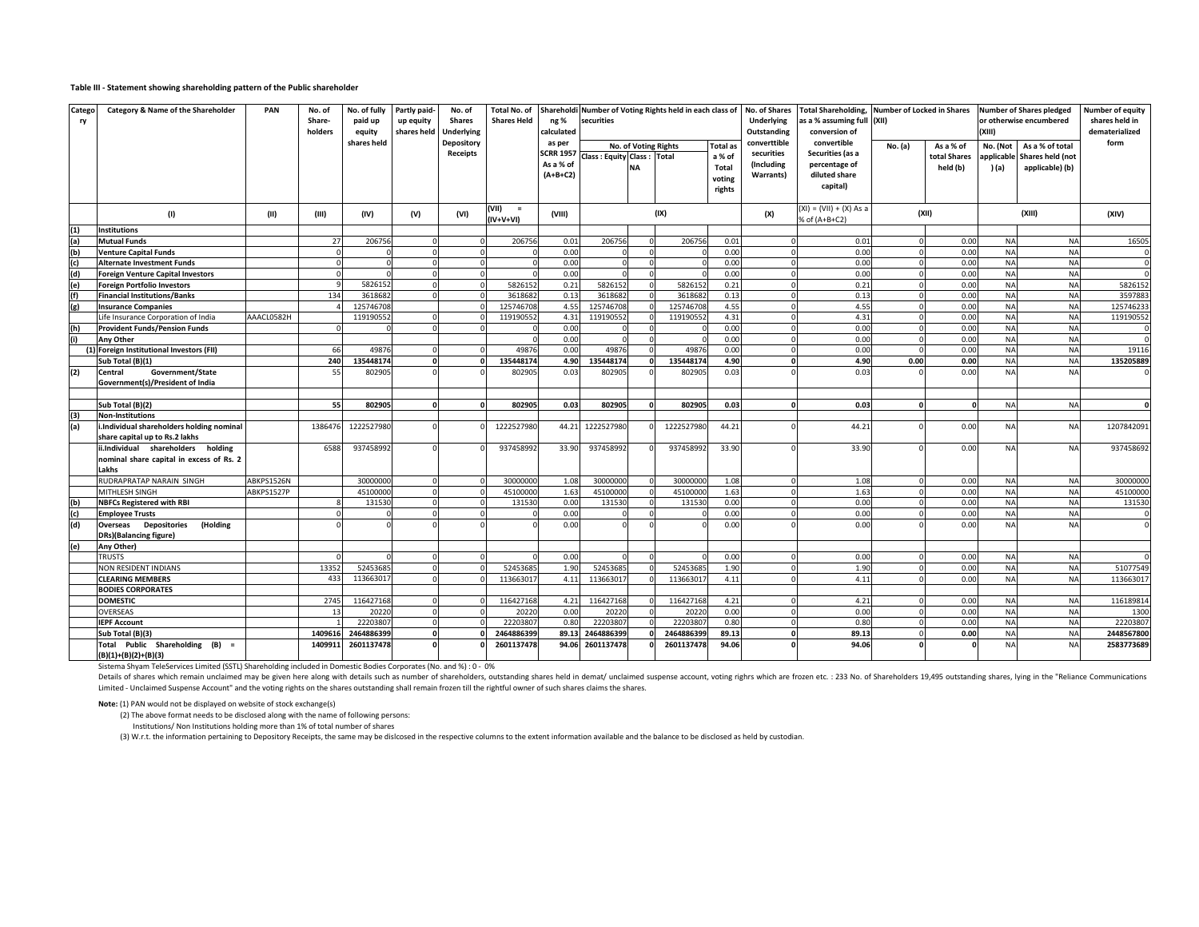**Table III - Statement showing shareholding pattern of the Public shareholder**

| Category | Category & Name of the Shareholder | PAN | No. of Share-holders | No. of fully paid up equity shares held | Partly paid-up equity shares held | No. of Shares Underlying Depository Receipts | Total No. of Shares Held | Shareholding % calculated as per SCRR 1957 As a % of (A+B+C2) | Number of Voting Rights held in each class of securities | | | | No. of Shares Underlying Outstanding converttible securities (Including Warrants) | Total Shareholding, as a % assuming full conversion of convertible Securities (as a percentage of diluted share capital) | Number of Locked in Shares | | Number of Shares pledged or otherwise encumbered | | Number of equity shares held in dematerialized form |
|---|---|---|---|---|---|---|---|---|---|---|---|---|---|---|---|---|---|---|---|
| | | | | | | | | | No. of Voting Rights | | | Total as a % of Total voting rights | | | No. (a) | As a % of total Shares held (b) | No. (Not applicable ) (a) | As a % of total Shares held (not applicable) (b) | |
| | | | | | | | | | Class : Equity | Class : NA | Total | | | | | | | | |
| | (I) | (II) | (III) | (IV) | (V) | (VI) | (VII) = (IV+V+VI) | (VIII) | (IX) | | | | (X) | (XI) = (VII) + (X) As a % of (A+B+C2) | (XII) | | (XIII) | | (XIV) |
| (1) | Institutions | | | | | | | | | | | | | | | | | | |
| (a) | Mutual Funds | | 27 | 206756 | 0 | 0 | 206756 | 0.01 | 206756 | 0 | 206756 | 0.01 | 0 | 0.01 | 0 | 0.00 | NA | NA | 16505 |
| (b) | Venture Capital Funds | | 0 | 0 | 0 | 0 | 0 | 0.00 | 0 | 0 | 0 | 0.00 | 0 | 0.00 | 0 | 0.00 | NA | NA | 0 |
| (c) | Alternate Investment Funds | | 0 | 0 | 0 | 0 | 0 | 0.00 | 0 | 0 | 0 | 0.00 | 0 | 0.00 | 0 | 0.00 | NA | NA | 0 |
| (d) | Foreign Venture Capital Investors | | 0 | 0 | 0 | 0 | 0 | 0.00 | 0 | 0 | 0 | 0.00 | 0 | 0.00 | 0 | 0.00 | NA | NA | 0 |
| (e) | Foreign Portfolio Investors | | 9 | 5826152 | 0 | 0 | 5826152 | 0.21 | 5826152 | 0 | 5826152 | 0.21 | 0 | 0.21 | 0 | 0.00 | NA | NA | 5826152 |
| (f) | Financial Institutions/Banks | | 134 | 3618682 | 0 | 0 | 3618682 | 0.13 | 3618682 | 0 | 3618682 | 0.13 | 0 | 0.13 | 0 | 0.00 | NA | NA | 3597883 |
| (g) | Insurance Companies | | 4 | 125746708 | | 0 | 125746708 | 4.55 | 125746708 | 0 | 125746708 | 4.55 | 0 | 4.55 | 0 | 0.00 | NA | NA | 125746233 |
| | Life Insurance Corporation of India | AAACL0582H | | 119190552 | 0 | 0 | 119190552 | 4.31 | 119190552 | 0 | 119190552 | 4.31 | 0 | 4.31 | 0 | 0.00 | NA | NA | 119190552 |
| (h) | Provident Funds/Pension Funds | | 0 | 0 | 0 | 0 | 0 | 0.00 | 0 | 0 | 0 | 0.00 | 0 | 0.00 | 0 | 0.00 | NA | NA | 0 |
| (i) | Any Other | | | | | | 0 | 0.00 | 0 | 0 | 0 | 0.00 | 0 | 0.00 | 0 | 0.00 | NA | NA | 0 |
| | (1) Foreign Institutional Investors (FII) | | 66 | 49876 | 0 | 0 | 49876 | 0.00 | 49876 | 0 | 49876 | 0.00 | 0 | 0.00 | 0 | 0.00 | NA | NA | 19116 |
| | **Sub Total (B)(1)** | | **240** | **135448174** | **0** | **0** | **135448174** | **4.90** | **135448174** | **0** | **135448174** | **4.90** | **0** | **4.90** | **0.00** | **0.00** | NA | NA | **135205889** |
| (2) | Central Government/State Government(s)/President of India | | 55 | 802905 | | 0 | 802905 | 0.03 | 802905 | 0 | 802905 | 0.03 | 0 | 0.03 | 0 | 0.00 | NA | NA | 0 |
| | **Sub Total (B)(2)** | | **55** | **802905** | **0** | **0** | **802905** | **0.03** | **802905** | **0** | **802905** | **0.03** | **0** | **0.03** | **0** | **0** | NA | NA | **0** |
| (3) | Non-Institutions | | | | | | | | | | | | | | | | | | |
| (a) | i.Individual shareholders holding nominal share capital up to Rs.2 lakhs | | 1386476 | 1222527980 | 0 | 0 | 1222527980 | 44.21 | 1222527980 | 0 | 1222527980 | 44.21 | 0 | 44.21 | 0 | 0.00 | NA | NA | 1207842091 |
| | ii.Individual shareholders holding nominal share capital in excess of Rs. 2 Lakhs | | 6588 | 937458992 | 0 | 0 | 937458992 | 33.90 | 937458992 | 0 | 937458992 | 33.90 | 0 | 33.90 | 0 | 0.00 | NA | NA | 937458692 |
| | RUDRAPRATAP NARAIN SINGH | ABKPS1526N | | 30000000 | 0 | 0 | 30000000 | 1.08 | 30000000 | 0 | 30000000 | 1.08 | 0 | 1.08 | 0 | 0.00 | NA | NA | 30000000 |
| | MITHLESH SINGH | ABKPS1527P | | 45100000 | 0 | 0 | 45100000 | 1.63 | 45100000 | 0 | 45100000 | 1.63 | 0 | 1.63 | 0 | 0.00 | NA | NA | 45100000 |
| (b) | NBFCs Registered with RBI | | 8 | 131530 | 0 | 0 | 131530 | 0.00 | 131530 | 0 | 131530 | 0.00 | 0 | 0.00 | 0 | 0.00 | NA | NA | 131530 |
| (c) | Employee Trusts | | 0 | 0 | 0 | 0 | 0 | 0.00 | 0 | 0 | 0 | 0.00 | 0 | 0.00 | 0 | 0.00 | NA | NA | 0 |
| (d) | Overseas Depositories (Holding DRs)(Balancing figure) | | 0 | 0 | 0 | 0 | 0 | 0.00 | 0 | 0 | 0 | 0.00 | 0 | 0.00 | 0 | 0.00 | NA | NA | 0 |
| (e) | Any Other) | | | | | | | | | | | | | | | | | | |
| | TRUSTS | | 0 | 0 | 0 | 0 | 0 | 0.00 | 0 | 0 | 0 | 0.00 | 0 | 0.00 | 0 | 0.00 | NA | NA | 0 |
| | NON RESIDENT INDIANS | | 13352 | 52453685 | 0 | 0 | 52453685 | 1.90 | 52453685 | 0 | 52453685 | 1.90 | 0 | 1.90 | 0 | 0.00 | NA | NA | 51077549 |
| | CLEARING MEMBERS | | 433 | 113663017 | 0 | 0 | 113663017 | 4.11 | 113663017 | 0 | 113663017 | 4.11 | 0 | 4.11 | 0 | 0.00 | NA | NA | 113663017 |
| | BODIES CORPORATES | | | | | | | | | | | | | | | | | | |
| | DOMESTIC | | 2745 | 116427168 | 0 | 0 | 116427168 | 4.21 | 116427168 | 0 | 116427168 | 4.21 | 0 | 4.21 | 0 | 0.00 | NA | NA | 116189814 |
| | OVERSEAS | | 13 | 20220 | 0 | 0 | 20220 | 0.00 | 20220 | 0 | 20220 | 0.00 | 0 | 0.00 | 0 | 0.00 | NA | NA | 1300 |
| | IEPF Account | | 1 | 22203807 | 0 | 0 | 22203807 | 0.80 | 22203807 | 0 | 22203807 | 0.80 | 0 | 0.80 | 0 | 0.00 | NA | NA | 22203807 |
| | **Sub Total (B)(3)** | | **1409616** | **2464886399** | **0** | **0** | **2464886399** | **89.13** | **2464886399** | **0** | **2464886399** | **89.13** | **0** | **89.13** | **0** | **0.00** | NA | NA | **2448567800** |
| | **Total Public Shareholding (B) = (B)(1)+(B)(2)+(B)(3)** | | **1409911** | **2601137478** | **0** | **0** | **2601137478** | **94.06** | **2601137478** | **0** | **2601137478** | **94.06** | **0** | **94.06** | **0** | **0** | NA | NA | **2583773689** |

Sistema Shyam TeleServices Limited (SSTL) Shareholding included in Domestic Bodies Corporates (No. and %) : 0 - 0%

Details of shares which remain unclaimed may be given here along with details such as number of shareholders, outstanding shares held in demat/ unclaimed suspense account, voting righrs which are frozen etc. : 233 No. of Shareholders 19,495 outstanding shares, lying in the "Reliance Communications Limited - Unclaimed Suspense Account" and the voting rights on the shares outstanding shall remain frozen till the rightful owner of such shares claims the shares.

**Note:** (1) PAN would not be displayed on website of stock exchange(s)

(2) The above format needs to be disclosed along with the name of following persons:

Institutions/ Non Institutions holding more than 1% of total number of shares

(3) W.r.t. the information pertaining to Depository Receipts, the same may be dislcosed in the respective columns to the extent information available and the balance to be disclosed as held by custodian.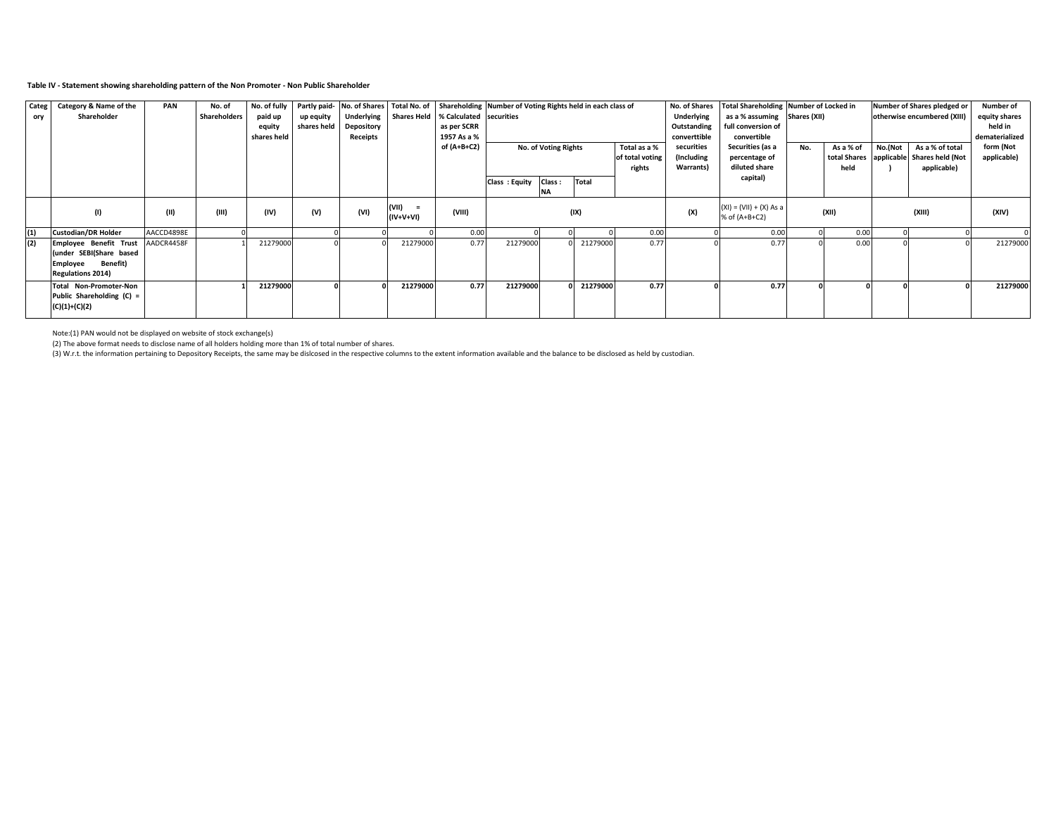**Table IV - Statement showing shareholding pattern of the Non Promoter - Non Public Shareholder**

| Category | Category & Name of the Shareholder | PAN | No. of Shareholders | No. of fully paid up equity shares held | Partly paid-up equity shares held | No. of Shares Underlying Depository Receipts | Total No. of Shares Held | Shareholding % Calculated as per SCRR 1957 As a % of (A+B+C2) | Number of Voting Rights held in each class of securities | | | | No. of Shares Underlying Outstanding converttible securities (Including Warrants) | Total Shareholding as a % assuming full conversion of convertible Securities (as a percentage of diluted share capital) | Number of Locked in Shares (XII) | | Number of Shares pledged or otherwise encumbered (XIII) | | Number of equity shares held in dematerialized form (Not applicable) |
|---|---|---|---|---|---|---|---|---|---|---|---|---|---|---|---|---|---|---|---|
| | | | | | | | | | No. of Voting Rights | | | Total as a % of total voting rights | | | No. | As a % of total Shares held | No.(Not applicable) | As a % of total Shares held (Not applicable) | |
| | | | | | | | | | Class : Equity | Class : NA | Total | | | | | | | | |
| | (I) | (II) | (III) | (IV) | (V) | (VI) | (VII) = (IV+V+VI) | (VIII) | (IX) | | | | (X) | (XI) = (VII) + (X) As a % of (A+B+C2) | (XII) | | (XIII) | | (XIV) |
| (1) | Custodian/DR Holder | AACCD4898E | 0 | | 0 | 0 | 0 | 0.00 | 0 | 0 | 0 | 0.00 | 0 | 0.00 | 0 | 0.00 | 0 | 0 | 0 |
| (2) | Employee Benefit Trust (under SEBI(Share based Employee Benefit) Regulations 2014) | AADCR4458F | 1 | 21279000 | 0 | 0 | 21279000 | 0.77 | 21279000 | 0 | 21279000 | 0.77 | 0 | 0.77 | 0 | 0.00 | 0 | 0 | 21279000 |
| | **Total Non-Promoter-Non Public Shareholding (C) = (C)(1)+(C)(2)** | | **1** | **21279000** | **0** | **0** | **21279000** | **0.77** | **21279000** | **0** | **21279000** | **0.77** | **0** | **0.77** | **0** | **0** | **0** | **0** | **21279000** |

Note:(1) PAN would not be displayed on website of stock exchange(s)

(2) The above format needs to disclose name of all holders holding more than 1% of total number of shares.

(3) W.r.t. the information pertaining to Depository Receipts, the same may be dislcosed in the respective columns to the extent information available and the balance to be disclosed as held by custodian.